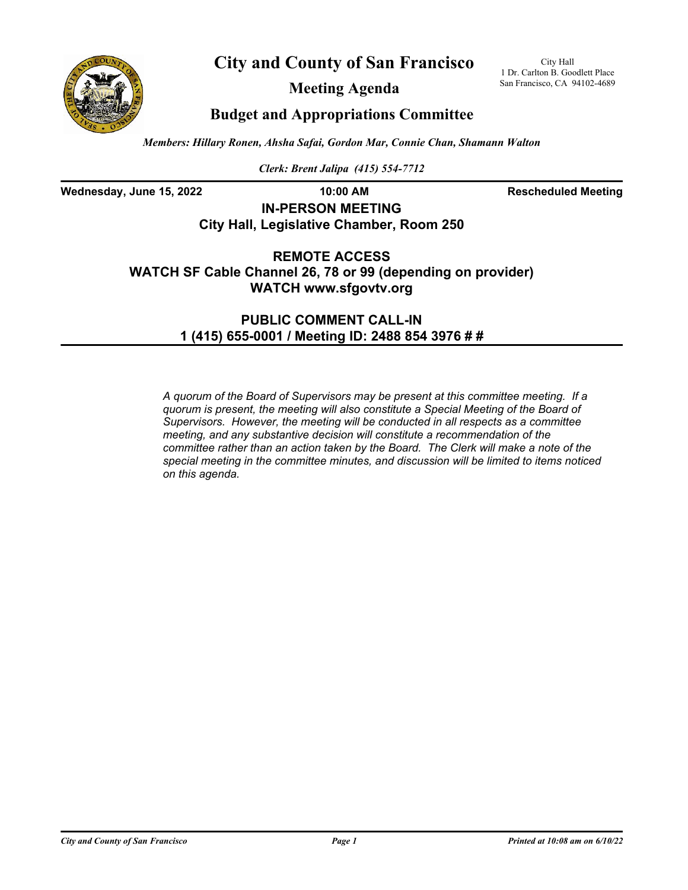# City and County of San Francisco

City Hall
1 Dr. Carlton B. Goodlett Place
San Francisco, CA 94102-4689

## Meeting Agenda

## Budget and Appropriations Committee

*Members: Hillary Ronen, Ahsha Safai, Gordon Mar, Connie Chan, Shamann Walton*

*Clerk: Brent Jalipa (415) 554-7712*

**Wednesday, June 15, 2022** **10:00 AM** **Rescheduled Meeting**

**IN-PERSON MEETING**
**City Hall, Legislative Chamber, Room 250**

**REMOTE ACCESS**
**WATCH SF Cable Channel 26, 78 or 99 (depending on provider)**
**WATCH www.sfgovtv.org**

**PUBLIC COMMENT CALL-IN**
**1 (415) 655-0001 / Meeting ID: 2488 854 3976 # #**

*A quorum of the Board of Supervisors may be present at this committee meeting. If a quorum is present, the meeting will also constitute a Special Meeting of the Board of Supervisors. However, the meeting will be conducted in all respects as a committee meeting, and any substantive decision will constitute a recommendation of the committee rather than an action taken by the Board. The Clerk will make a note of the special meeting in the committee minutes, and discussion will be limited to items noticed on this agenda.*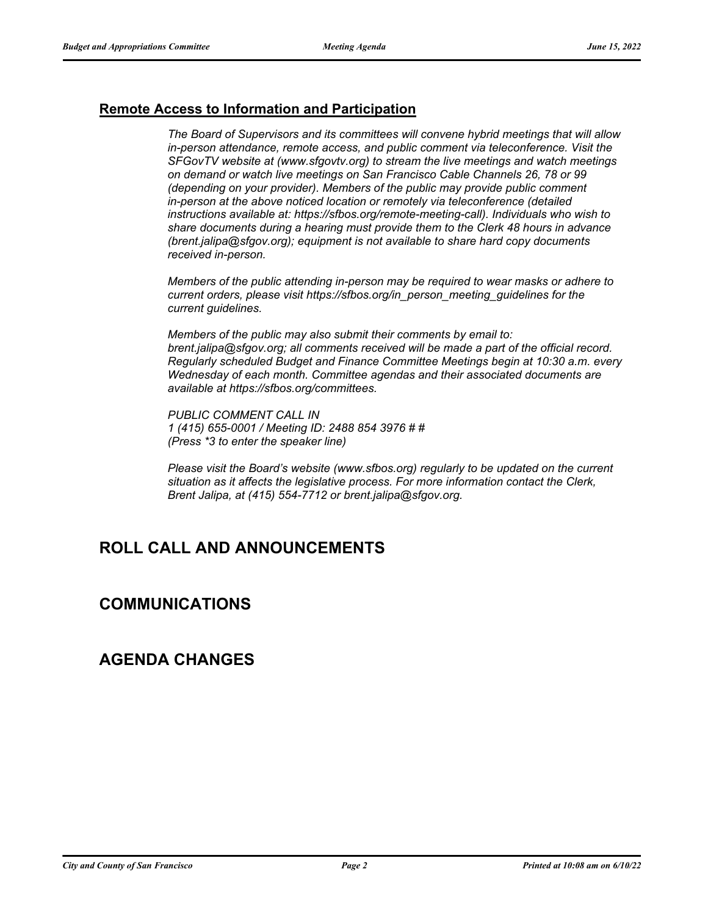## Remote Access to Information and Participation

*The Board of Supervisors and its committees will convene hybrid meetings that will allow in-person attendance, remote access, and public comment via teleconference. Visit the SFGovTV website at (www.sfgovtv.org) to stream the live meetings and watch meetings on demand or watch live meetings on San Francisco Cable Channels 26, 78 or 99 (depending on your provider). Members of the public may provide public comment in-person at the above noticed location or remotely via teleconference (detailed instructions available at: https://sfbos.org/remote-meeting-call). Individuals who wish to share documents during a hearing must provide them to the Clerk 48 hours in advance (brent.jalipa@sfgov.org); equipment is not available to share hard copy documents received in-person.*

*Members of the public attending in-person may be required to wear masks or adhere to current orders, please visit https://sfbos.org/in_person_meeting_guidelines for the current guidelines.*

*Members of the public may also submit their comments by email to: brent.jalipa@sfgov.org; all comments received will be made a part of the official record. Regularly scheduled Budget and Finance Committee Meetings begin at 10:30 a.m. every Wednesday of each month. Committee agendas and their associated documents are available at https://sfbos.org/committees.*

*PUBLIC COMMENT CALL IN*
*1 (415) 655-0001 / Meeting ID: 2488 854 3976 # #*
*(Press *3 to enter the speaker line)*

*Please visit the Board's website (www.sfbos.org) regularly to be updated on the current situation as it affects the legislative process. For more information contact the Clerk, Brent Jalipa, at (415) 554-7712 or brent.jalipa@sfgov.org.*

# ROLL CALL AND ANNOUNCEMENTS

# COMMUNICATIONS

# AGENDA CHANGES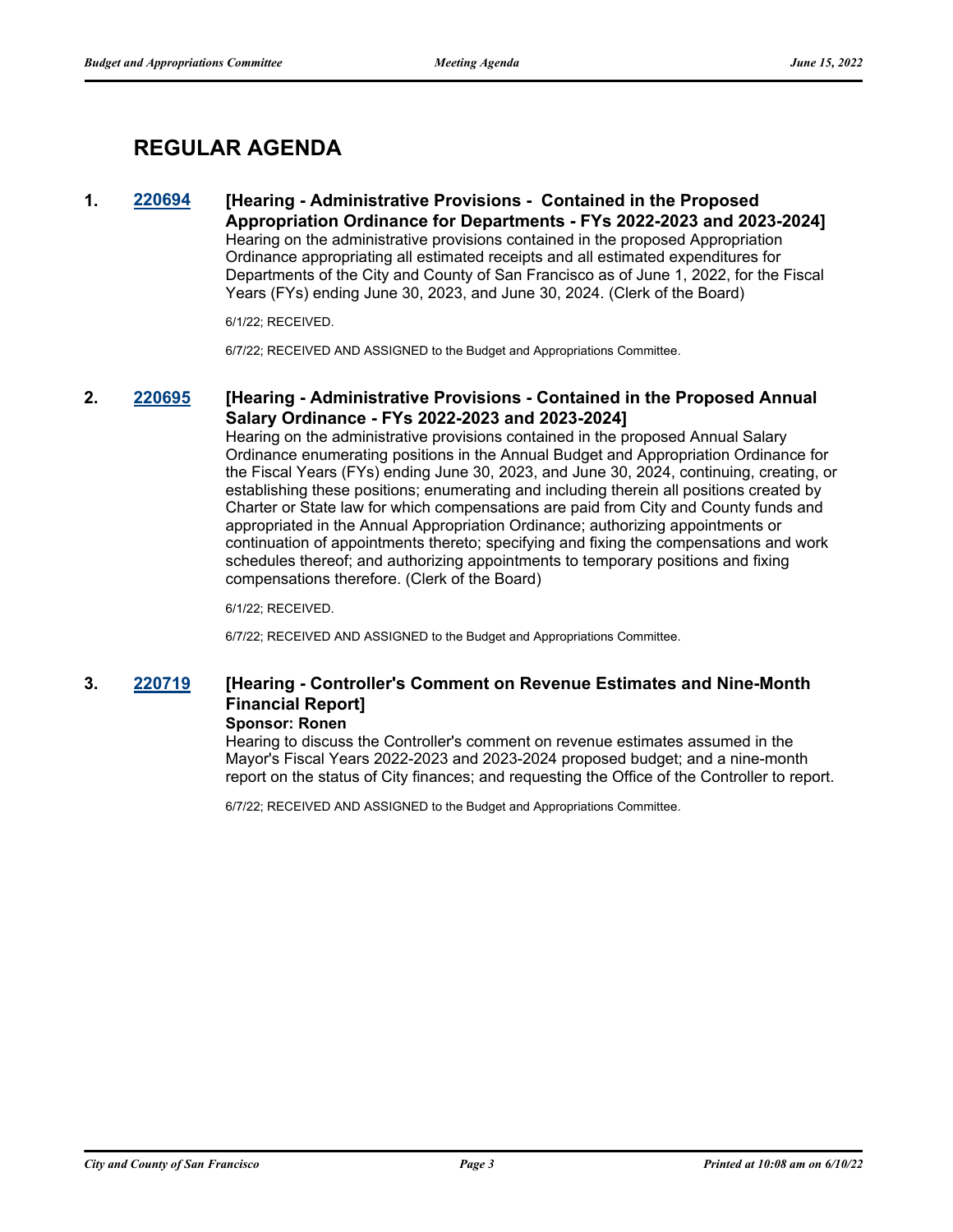## REGULAR AGENDA

**1. 220694 [Hearing - Administrative Provisions - Contained in the Proposed Appropriation Ordinance for Departments - FYs 2022-2023 and 2023-2024]**

Hearing on the administrative provisions contained in the proposed Appropriation Ordinance appropriating all estimated receipts and all estimated expenditures for Departments of the City and County of San Francisco as of June 1, 2022, for the Fiscal Years (FYs) ending June 30, 2023, and June 30, 2024. (Clerk of the Board)

6/1/22; RECEIVED.

6/7/22; RECEIVED AND ASSIGNED to the Budget and Appropriations Committee.

**2. 220695 [Hearing - Administrative Provisions - Contained in the Proposed Annual Salary Ordinance - FYs 2022-2023 and 2023-2024]**

Hearing on the administrative provisions contained in the proposed Annual Salary Ordinance enumerating positions in the Annual Budget and Appropriation Ordinance for the Fiscal Years (FYs) ending June 30, 2023, and June 30, 2024, continuing, creating, or establishing these positions; enumerating and including therein all positions created by Charter or State law for which compensations are paid from City and County funds and appropriated in the Annual Appropriation Ordinance; authorizing appointments or continuation of appointments thereto; specifying and fixing the compensations and work schedules thereof; and authorizing appointments to temporary positions and fixing compensations therefore. (Clerk of the Board)

6/1/22; RECEIVED.

6/7/22; RECEIVED AND ASSIGNED to the Budget and Appropriations Committee.

**3. 220719 [Hearing - Controller's Comment on Revenue Estimates and Nine-Month Financial Report]**

**Sponsor: Ronen**

Hearing to discuss the Controller's comment on revenue estimates assumed in the Mayor's Fiscal Years 2022-2023 and 2023-2024 proposed budget; and a nine-month report on the status of City finances; and requesting the Office of the Controller to report.

6/7/22; RECEIVED AND ASSIGNED to the Budget and Appropriations Committee.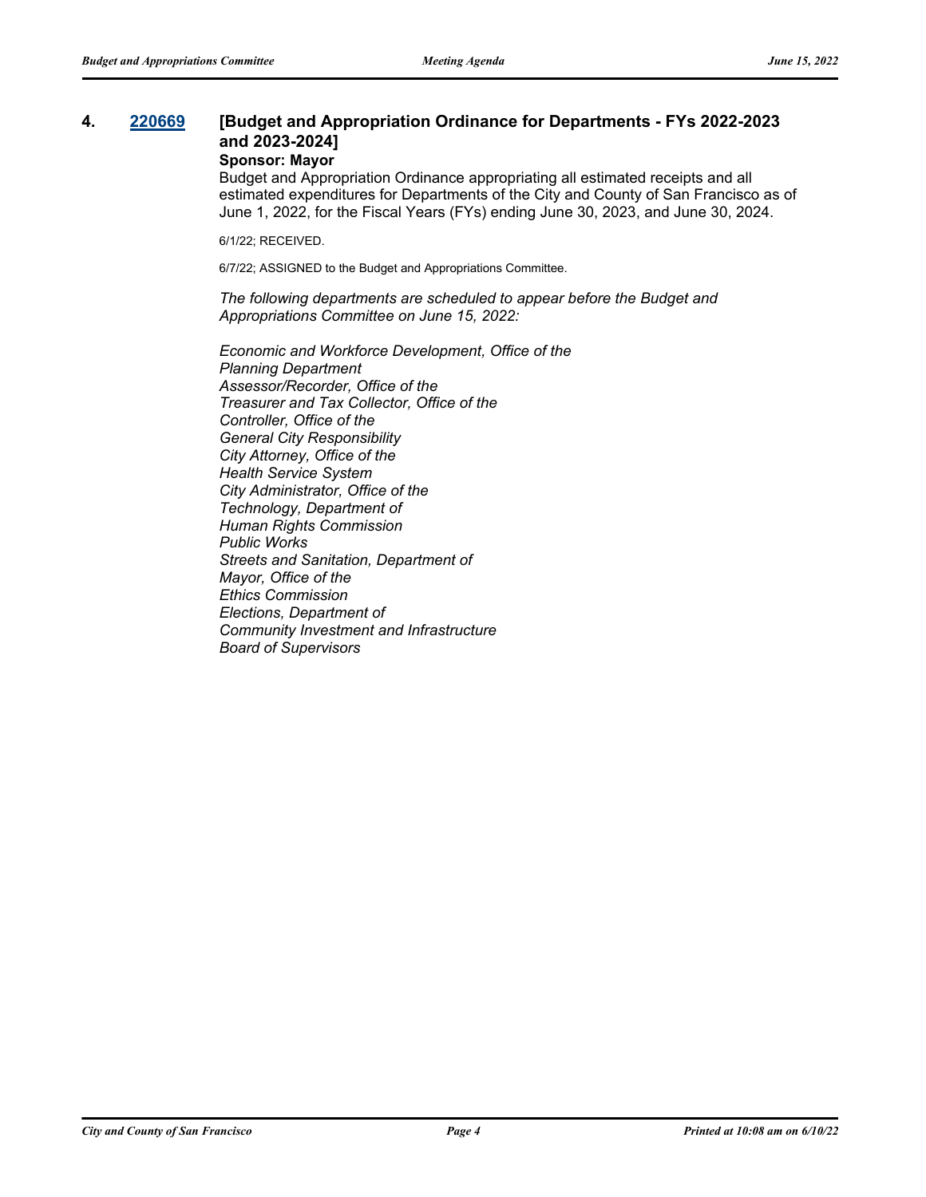**4. 220669 [Budget and Appropriation Ordinance for Departments - FYs 2022-2023 and 2023-2024]**

**Sponsor: Mayor**

Budget and Appropriation Ordinance appropriating all estimated receipts and all estimated expenditures for Departments of the City and County of San Francisco as of June 1, 2022, for the Fiscal Years (FYs) ending June 30, 2023, and June 30, 2024.

6/1/22; RECEIVED.

6/7/22; ASSIGNED to the Budget and Appropriations Committee.

*The following departments are scheduled to appear before the Budget and Appropriations Committee on June 15, 2022:*

*Economic and Workforce Development, Office of the*
*Planning Department*
*Assessor/Recorder, Office of the*
*Treasurer and Tax Collector, Office of the*
*Controller, Office of the*
*General City Responsibility*
*City Attorney, Office of the*
*Health Service System*
*City Administrator, Office of the*
*Technology, Department of*
*Human Rights Commission*
*Public Works*
*Streets and Sanitation, Department of*
*Mayor, Office of the*
*Ethics Commission*
*Elections, Department of*
*Community Investment and Infrastructure*
*Board of Supervisors*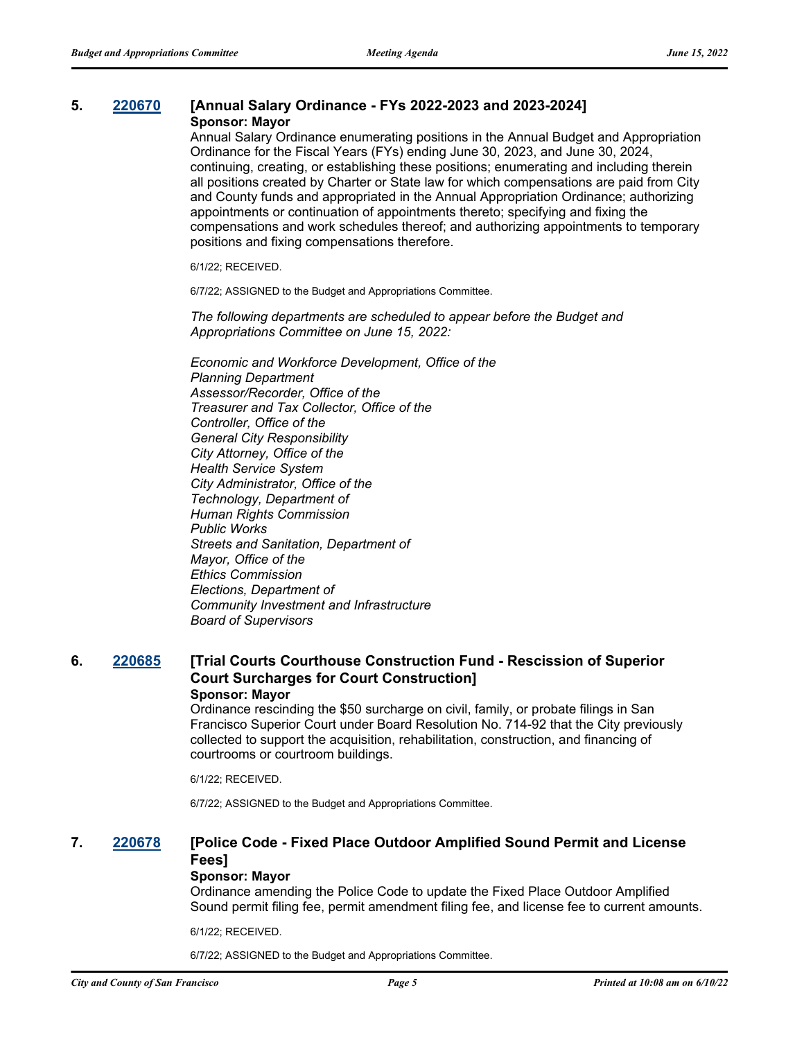### 5. [220670](220670) [Annual Salary Ordinance - FYs 2022-2023 and 2023-2024]

**Sponsor: Mayor**

Annual Salary Ordinance enumerating positions in the Annual Budget and Appropriation Ordinance for the Fiscal Years (FYs) ending June 30, 2023, and June 30, 2024, continuing, creating, or establishing these positions; enumerating and including therein all positions created by Charter or State law for which compensations are paid from City and County funds and appropriated in the Annual Appropriation Ordinance; authorizing appointments or continuation of appointments thereto; specifying and fixing the compensations and work schedules thereof; and authorizing appointments to temporary positions and fixing compensations therefore.

6/1/22; RECEIVED.

6/7/22; ASSIGNED to the Budget and Appropriations Committee.

*The following departments are scheduled to appear before the Budget and Appropriations Committee on June 15, 2022:*

*Economic and Workforce Development, Office of the*
*Planning Department*
*Assessor/Recorder, Office of the*
*Treasurer and Tax Collector, Office of the*
*Controller, Office of the*
*General City Responsibility*
*City Attorney, Office of the*
*Health Service System*
*City Administrator, Office of the*
*Technology, Department of*
*Human Rights Commission*
*Public Works*
*Streets and Sanitation, Department of*
*Mayor, Office of the*
*Ethics Commission*
*Elections, Department of*
*Community Investment and Infrastructure*
*Board of Supervisors*

### 6. [220685](220685) [Trial Courts Courthouse Construction Fund - Rescission of Superior Court Surcharges for Court Construction]

**Sponsor: Mayor**

Ordinance rescinding the $50 surcharge on civil, family, or probate filings in San Francisco Superior Court under Board Resolution No. 714-92 that the City previously collected to support the acquisition, rehabilitation, construction, and financing of courtrooms or courtroom buildings.

6/1/22; RECEIVED.

6/7/22; ASSIGNED to the Budget and Appropriations Committee.

### 7. [220678](220678) [Police Code - Fixed Place Outdoor Amplified Sound Permit and License Fees]

**Sponsor: Mayor**

Ordinance amending the Police Code to update the Fixed Place Outdoor Amplified Sound permit filing fee, permit amendment filing fee, and license fee to current amounts.

6/1/22; RECEIVED.

6/7/22; ASSIGNED to the Budget and Appropriations Committee.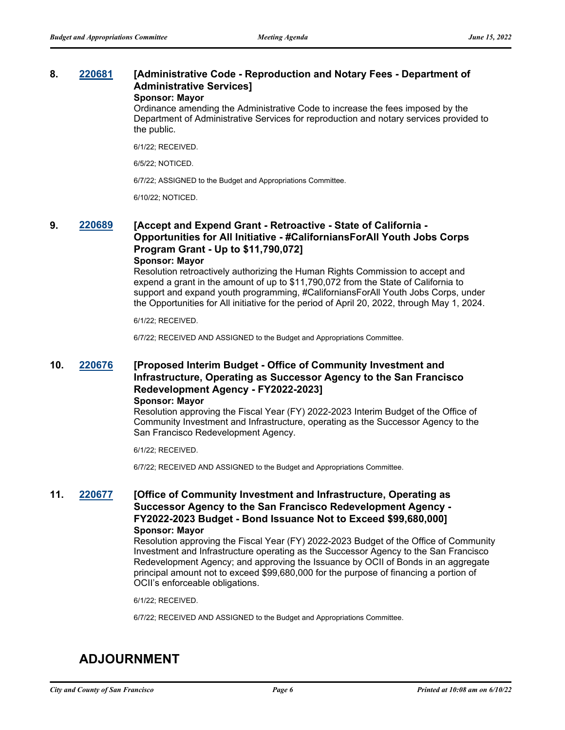**8. 220681 [Administrative Code - Reproduction and Notary Fees - Department of Administrative Services]**

**Sponsor: Mayor**

Ordinance amending the Administrative Code to increase the fees imposed by the Department of Administrative Services for reproduction and notary services provided to the public.

6/1/22; RECEIVED.

6/5/22; NOTICED.

6/7/22; ASSIGNED to the Budget and Appropriations Committee.

6/10/22; NOTICED.

**9. 220689 [Accept and Expend Grant - Retroactive - State of California - Opportunities for All Initiative - #CaliforniansForAll Youth Jobs Corps Program Grant - Up to $11,790,072]**

**Sponsor: Mayor**

Resolution retroactively authorizing the Human Rights Commission to accept and expend a grant in the amount of up to $11,790,072 from the State of California to support and expand youth programming, #CaliforniansForAll Youth Jobs Corps, under the Opportunities for All initiative for the period of April 20, 2022, through May 1, 2024.

6/1/22; RECEIVED.

6/7/22; RECEIVED AND ASSIGNED to the Budget and Appropriations Committee.

**10. 220676 [Proposed Interim Budget - Office of Community Investment and Infrastructure, Operating as Successor Agency to the San Francisco Redevelopment Agency - FY2022-2023]**

**Sponsor: Mayor**

Resolution approving the Fiscal Year (FY) 2022-2023 Interim Budget of the Office of Community Investment and Infrastructure, operating as the Successor Agency to the San Francisco Redevelopment Agency.

6/1/22; RECEIVED.

6/7/22; RECEIVED AND ASSIGNED to the Budget and Appropriations Committee.

**11. 220677 [Office of Community Investment and Infrastructure, Operating as Successor Agency to the San Francisco Redevelopment Agency - FY2022-2023 Budget - Bond Issuance Not to Exceed $99,680,000]**

**Sponsor: Mayor**

Resolution approving the Fiscal Year (FY) 2022-2023 Budget of the Office of Community Investment and Infrastructure operating as the Successor Agency to the San Francisco Redevelopment Agency; and approving the Issuance by OCII of Bonds in an aggregate principal amount not to exceed $99,680,000 for the purpose of financing a portion of OCII's enforceable obligations.

6/1/22; RECEIVED.

6/7/22; RECEIVED AND ASSIGNED to the Budget and Appropriations Committee.

## ADJOURNMENT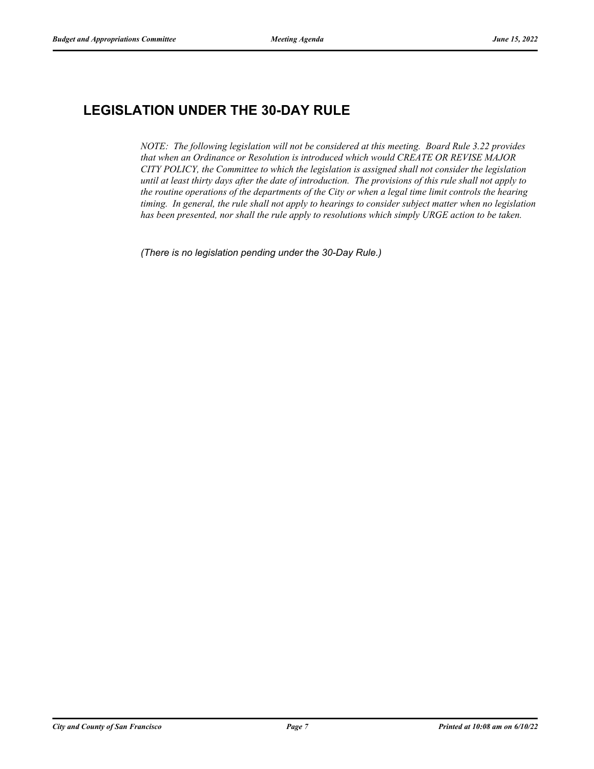## LEGISLATION UNDER THE 30-DAY RULE

*NOTE: The following legislation will not be considered at this meeting. Board Rule 3.22 provides that when an Ordinance or Resolution is introduced which would CREATE OR REVISE MAJOR CITY POLICY, the Committee to which the legislation is assigned shall not consider the legislation until at least thirty days after the date of introduction. The provisions of this rule shall not apply to the routine operations of the departments of the City or when a legal time limit controls the hearing timing. In general, the rule shall not apply to hearings to consider subject matter when no legislation has been presented, nor shall the rule apply to resolutions which simply URGE action to be taken.*

*(There is no legislation pending under the 30-Day Rule.)*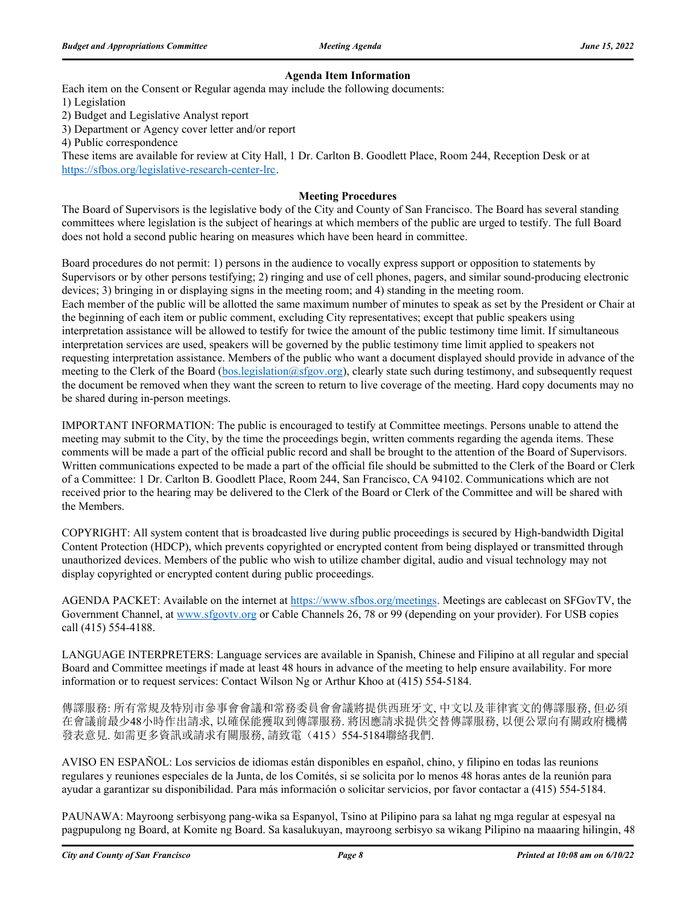### Agenda Item Information

Each item on the Consent or Regular agenda may include the following documents:

1) Legislation
2) Budget and Legislative Analyst report
3) Department or Agency cover letter and/or report
4) Public correspondence

These items are available for review at City Hall, 1 Dr. Carlton B. Goodlett Place, Room 244, Reception Desk or at https://sfbos.org/legislative-research-center-lrc.

### Meeting Procedures

The Board of Supervisors is the legislative body of the City and County of San Francisco. The Board has several standing committees where legislation is the subject of hearings at which members of the public are urged to testify. The full Board does not hold a second public hearing on measures which have been heard in committee.

Board procedures do not permit: 1) persons in the audience to vocally express support or opposition to statements by Supervisors or by other persons testifying; 2) ringing and use of cell phones, pagers, and similar sound-producing electronic devices; 3) bringing in or displaying signs in the meeting room; and 4) standing in the meeting room.
Each member of the public will be allotted the same maximum number of minutes to speak as set by the President or Chair at the beginning of each item or public comment, excluding City representatives; except that public speakers using interpretation assistance will be allowed to testify for twice the amount of the public testimony time limit. If simultaneous interpretation services are used, speakers will be governed by the public testimony time limit applied to speakers not requesting interpretation assistance. Members of the public who want a document displayed should provide in advance of the meeting to the Clerk of the Board (bos.legislation@sfgov.org), clearly state such during testimony, and subsequently request the document be removed when they want the screen to return to live coverage of the meeting. Hard copy documents may no be shared during in-person meetings.

IMPORTANT INFORMATION: The public is encouraged to testify at Committee meetings. Persons unable to attend the meeting may submit to the City, by the time the proceedings begin, written comments regarding the agenda items. These comments will be made a part of the official public record and shall be brought to the attention of the Board of Supervisors. Written communications expected to be made a part of the official file should be submitted to the Clerk of the Board or Clerk of a Committee: 1 Dr. Carlton B. Goodlett Place, Room 244, San Francisco, CA 94102. Communications which are not received prior to the hearing may be delivered to the Clerk of the Board or Clerk of the Committee and will be shared with the Members.

COPYRIGHT: All system content that is broadcasted live during public proceedings is secured by High-bandwidth Digital Content Protection (HDCP), which prevents copyrighted or encrypted content from being displayed or transmitted through unauthorized devices. Members of the public who wish to utilize chamber digital, audio and visual technology may not display copyrighted or encrypted content during public proceedings.

AGENDA PACKET: Available on the internet at https://www.sfbos.org/meetings. Meetings are cablecast on SFGovTV, the Government Channel, at www.sfgovtv.org or Cable Channels 26, 78 or 99 (depending on your provider). For USB copies call (415) 554-4188.

LANGUAGE INTERPRETERS: Language services are available in Spanish, Chinese and Filipino at all regular and special Board and Committee meetings if made at least 48 hours in advance of the meeting to help ensure availability. For more information or to request services: Contact Wilson Ng or Arthur Khoo at (415) 554-5184.

傳譯服務: 所有常規及特別市參事會會議和常務委員會會議將提供西班牙文, 中文以及菲律賓文的傳譯服務, 但必須在會議前最少48小時作出請求, 以確保能獲取到傳譯服務. 將因應請求提供交替傳譯服務, 以便公眾向有關政府機構發表意見. 如需更多資訊或請求有關服務, 請致電（415）554-5184聯絡我們.

AVISO EN ESPAÑOL: Los servicios de idiomas están disponibles en español, chino, y filipino en todas las reunions regulares y reuniones especiales de la Junta, de los Comités, si se solicita por lo menos 48 horas antes de la reunión para ayudar a garantizar su disponibilidad. Para más información o solicitar servicios, por favor contactar a (415) 554-5184.

PAUNAWA: Mayroong serbisyong pang-wika sa Espanyol, Tsino at Pilipino para sa lahat ng mga regular at espesyal na pagpupulong ng Board, at Komite ng Board. Sa kasalukuyan, mayroong serbisyo sa wikang Pilipino na maaaring hilingin, 48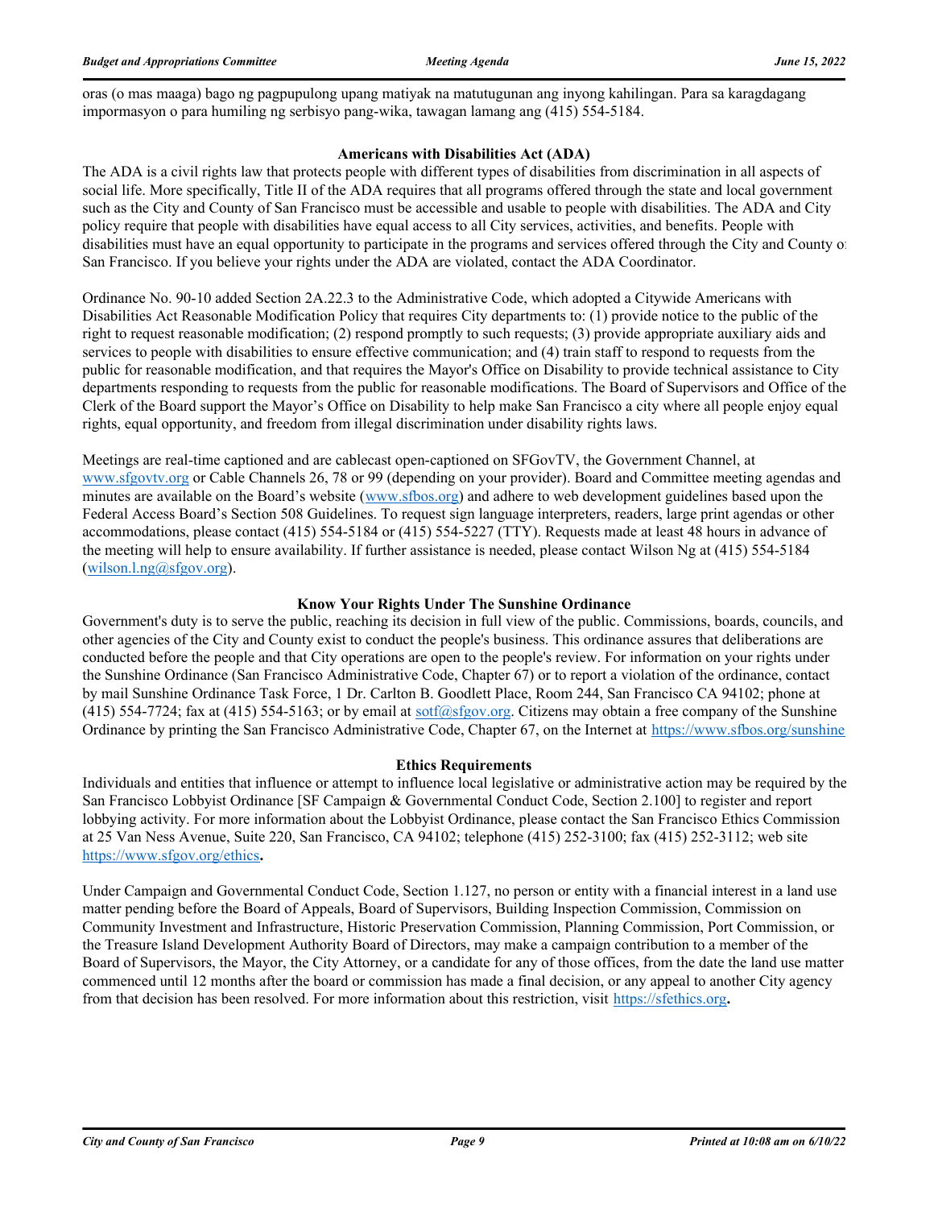oras (o mas maaga) bago ng pagpupulong upang matiyak na matutugunan ang inyong kahilingan. Para sa karagdagang impormasyon o para humiling ng serbisyo pang-wika, tawagan lamang ang (415) 554-5184.

### Americans with Disabilities Act (ADA)

The ADA is a civil rights law that protects people with different types of disabilities from discrimination in all aspects of social life. More specifically, Title II of the ADA requires that all programs offered through the state and local government such as the City and County of San Francisco must be accessible and usable to people with disabilities. The ADA and City policy require that people with disabilities have equal access to all City services, activities, and benefits. People with disabilities must have an equal opportunity to participate in the programs and services offered through the City and County of San Francisco. If you believe your rights under the ADA are violated, contact the ADA Coordinator.

Ordinance No. 90-10 added Section 2A.22.3 to the Administrative Code, which adopted a Citywide Americans with Disabilities Act Reasonable Modification Policy that requires City departments to: (1) provide notice to the public of the right to request reasonable modification; (2) respond promptly to such requests; (3) provide appropriate auxiliary aids and services to people with disabilities to ensure effective communication; and (4) train staff to respond to requests from the public for reasonable modification, and that requires the Mayor's Office on Disability to provide technical assistance to City departments responding to requests from the public for reasonable modifications. The Board of Supervisors and Office of the Clerk of the Board support the Mayor's Office on Disability to help make San Francisco a city where all people enjoy equal rights, equal opportunity, and freedom from illegal discrimination under disability rights laws.

Meetings are real-time captioned and are cablecast open-captioned on SFGovTV, the Government Channel, at www.sfgovtv.org or Cable Channels 26, 78 or 99 (depending on your provider). Board and Committee meeting agendas and minutes are available on the Board's website (www.sfbos.org) and adhere to web development guidelines based upon the Federal Access Board's Section 508 Guidelines. To request sign language interpreters, readers, large print agendas or other accommodations, please contact (415) 554-5184 or (415) 554-5227 (TTY). Requests made at least 48 hours in advance of the meeting will help to ensure availability. If further assistance is needed, please contact Wilson Ng at (415) 554-5184 (wilson.l.ng@sfgov.org).

### Know Your Rights Under The Sunshine Ordinance

Government's duty is to serve the public, reaching its decision in full view of the public. Commissions, boards, councils, and other agencies of the City and County exist to conduct the people's business. This ordinance assures that deliberations are conducted before the people and that City operations are open to the people's review. For information on your rights under the Sunshine Ordinance (San Francisco Administrative Code, Chapter 67) or to report a violation of the ordinance, contact by mail Sunshine Ordinance Task Force, 1 Dr. Carlton B. Goodlett Place, Room 244, San Francisco CA 94102; phone at (415) 554-7724; fax at (415) 554-5163; or by email at sotf@sfgov.org. Citizens may obtain a free company of the Sunshine Ordinance by printing the San Francisco Administrative Code, Chapter 67, on the Internet at https://www.sfbos.org/sunshine

### Ethics Requirements

Individuals and entities that influence or attempt to influence local legislative or administrative action may be required by the San Francisco Lobbyist Ordinance [SF Campaign & Governmental Conduct Code, Section 2.100] to register and report lobbying activity. For more information about the Lobbyist Ordinance, please contact the San Francisco Ethics Commission at 25 Van Ness Avenue, Suite 220, San Francisco, CA 94102; telephone (415) 252-3100; fax (415) 252-3112; web site https://www.sfgov.org/ethics**.**

Under Campaign and Governmental Conduct Code, Section 1.127, no person or entity with a financial interest in a land use matter pending before the Board of Appeals, Board of Supervisors, Building Inspection Commission, Commission on Community Investment and Infrastructure, Historic Preservation Commission, Planning Commission, Port Commission, or the Treasure Island Development Authority Board of Directors, may make a campaign contribution to a member of the Board of Supervisors, the Mayor, the City Attorney, or a candidate for any of those offices, from the date the land use matter commenced until 12 months after the board or commission has made a final decision, or any appeal to another City agency from that decision has been resolved. For more information about this restriction, visit https://sfethics.org**.**